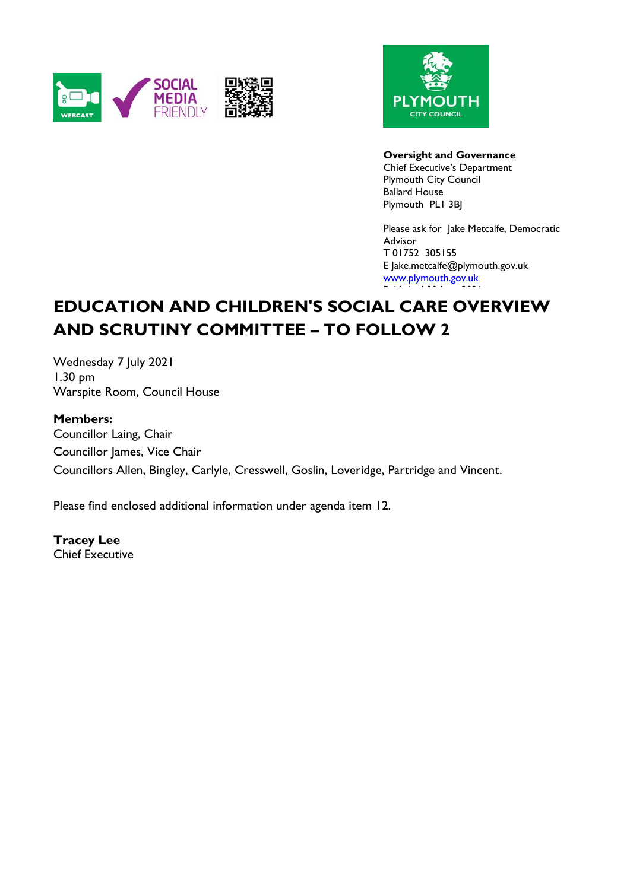**Oversight and Governance**
Chief Executive's Department
Plymouth City Council
Ballard House
Plymouth PL1 3BJ

Please ask for Jake Metcalfe, Democratic Advisor
T 01752 305155
E Jake.metcalfe@plymouth.gov.uk
www.plymouth.gov.uk

# EDUCATION AND CHILDREN'S SOCIAL CARE OVERVIEW AND SCRUTINY COMMITTEE – TO FOLLOW 2

Wednesday 7 July 2021
1.30 pm
Warspite Room, Council House

**Members:**
Councillor Laing, Chair
Councillor James, Vice Chair
Councillors Allen, Bingley, Carlyle, Cresswell, Goslin, Loveridge, Partridge and Vincent.

Please find enclosed additional information under agenda item 12.

**Tracey Lee**
Chief Executive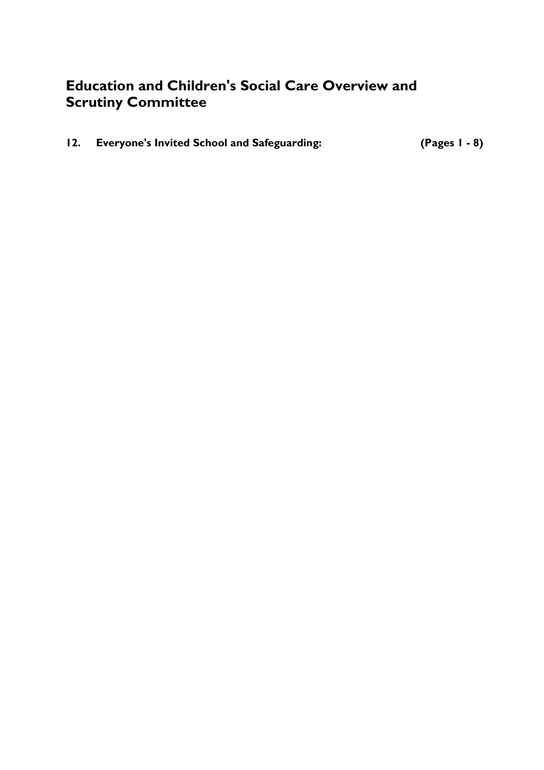# Education and Children's Social Care Overview and Scrutiny Committee

**12. Everyone's Invited School and Safeguarding: (Pages 1 - 8)**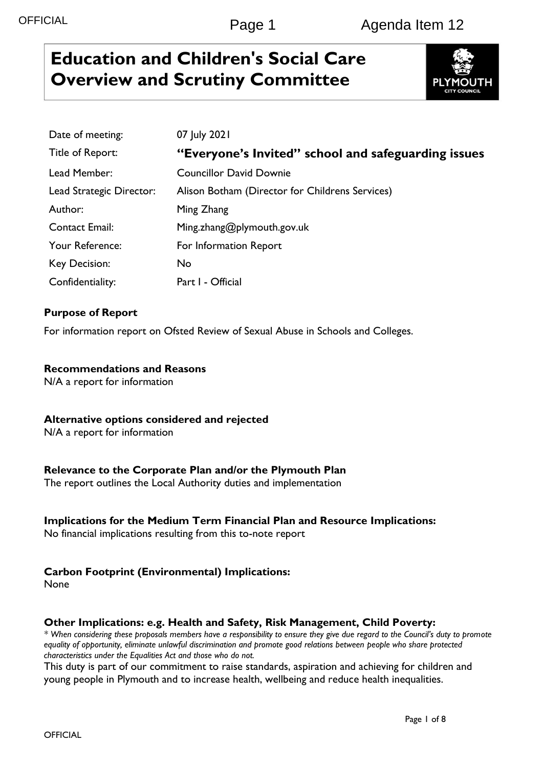# Education and Children's Social Care Overview and Scrutiny Committee

| | |
|---|---|
| Date of meeting: | 07 July 2021 |
| Title of Report: | **"Everyone's Invited" school and safeguarding issues** |
| Lead Member: | Councillor David Downie |
| Lead Strategic Director: | Alison Botham (Director for Childrens Services) |
| Author: | Ming Zhang |
| Contact Email: | Ming.zhang@plymouth.gov.uk |
| Your Reference: | For Information Report |
| Key Decision: | No |
| Confidentiality: | Part I - Official |

**Purpose of Report**

For information report on Ofsted Review of Sexual Abuse in Schools and Colleges.

**Recommendations and Reasons**

N/A a report for information

**Alternative options considered and rejected**

N/A a report for information

**Relevance to the Corporate Plan and/or the Plymouth Plan**

The report outlines the Local Authority duties and implementation

**Implications for the Medium Term Financial Plan and Resource Implications:**

No financial implications resulting from this to-note report

**Carbon Footprint (Environmental) Implications:**

None

**Other Implications: e.g. Health and Safety, Risk Management, Child Poverty:**

*\* When considering these proposals members have a responsibility to ensure they give due regard to the Council's duty to promote equality of opportunity, eliminate unlawful discrimination and promote good relations between people who share protected characteristics under the Equalities Act and those who do not.*

This duty is part of our commitment to raise standards, aspiration and achieving for children and young people in Plymouth and to increase health, wellbeing and reduce health inequalities.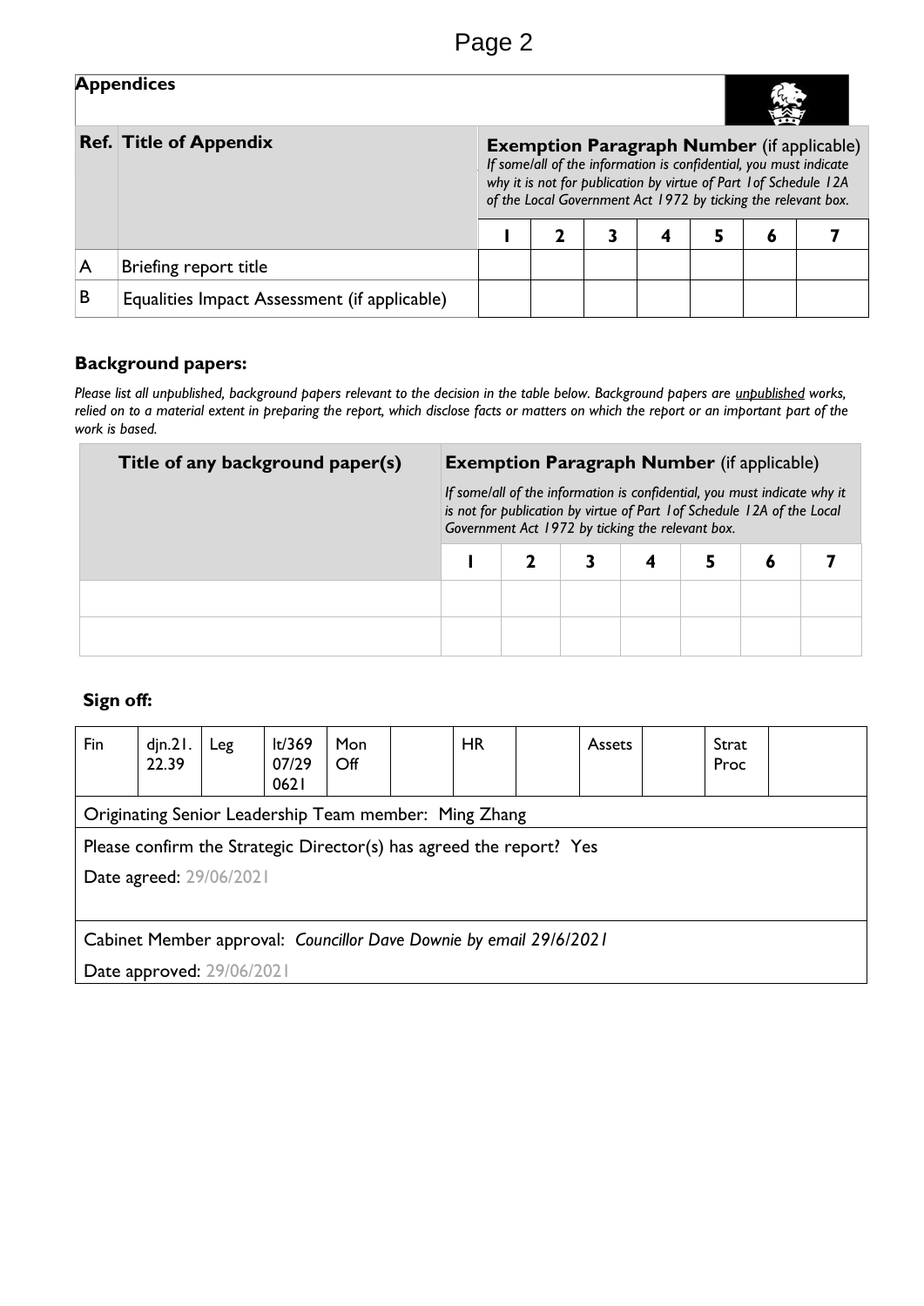## Appendices

| Ref. | Title of Appendix | **Exemption Paragraph Number** (if applicable) *If some/all of the information is confidential, you must indicate why it is not for publication by virtue of Part 1of Schedule 12A of the Local Government Act 1972 by ticking the relevant box.* | | | | | | |
|---|---|---|---|---|---|---|---|---|
| | | 1 | 2 | 3 | 4 | 5 | 6 | 7 |
| A | Briefing report title | | | | | | | |
| B | Equalities Impact Assessment (if applicable) | | | | | | | |

### Background papers:

*Please list all unpublished, background papers relevant to the decision in the table below. Background papers are unpublished works, relied on to a material extent in preparing the report, which disclose facts or matters on which the report or an important part of the work is based.*

| Title of any background paper(s) | **Exemption Paragraph Number** (if applicable) *If some/all of the information is confidential, you must indicate why it is not for publication by virtue of Part 1of Schedule 12A of the Local Government Act 1972 by ticking the relevant box.* | | | | | | |
|---|---|---|---|---|---|---|---|
| | 1 | 2 | 3 | 4 | 5 | 6 | 7 |
| | | | | | | | |
| | | | | | | | |

### Sign off:

| Fin | djn.21. 22.39 | Leg | lt/369 07/29 0621 | Mon Off | | HR | | Assets | | Strat Proc | |
|---|---|---|---|---|---|---|---|---|---|---|---|

Originating Senior Leadership Team member: Ming Zhang

Please confirm the Strategic Director(s) has agreed the report? Yes

Date agreed: 29/06/2021

Cabinet Member approval: *Councillor Dave Downie by email 29/6/2021*

Date approved: 29/06/2021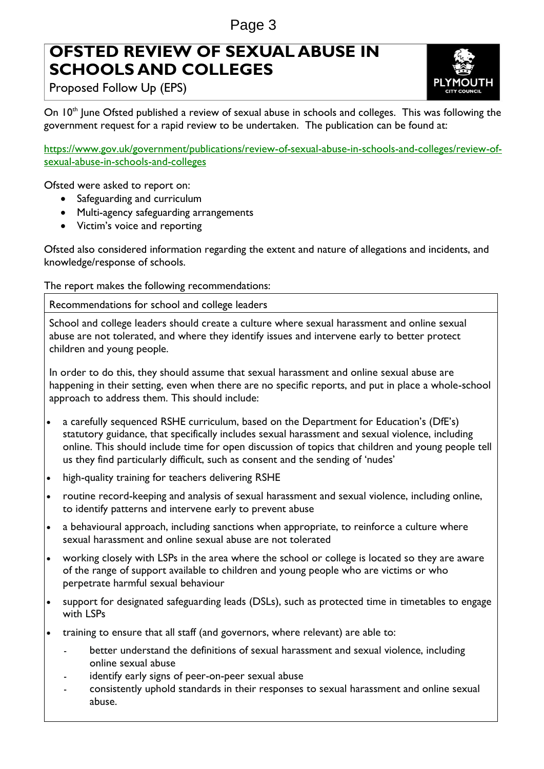# OFSTED REVIEW OF SEXUAL ABUSE IN SCHOOLS AND COLLEGES

Proposed Follow Up (EPS)

On 10th June Ofsted published a review of sexual abuse in schools and colleges. This was following the government request for a rapid review to be undertaken. The publication can be found at:

https://www.gov.uk/government/publications/review-of-sexual-abuse-in-schools-and-colleges/review-of-sexual-abuse-in-schools-and-colleges

Ofsted were asked to report on:

- Safeguarding and curriculum
- Multi-agency safeguarding arrangements
- Victim's voice and reporting

Ofsted also considered information regarding the extent and nature of allegations and incidents, and knowledge/response of schools.

The report makes the following recommendations:

**Recommendations for school and college leaders**

School and college leaders should create a culture where sexual harassment and online sexual abuse are not tolerated, and where they identify issues and intervene early to better protect children and young people.

In order to do this, they should assume that sexual harassment and online sexual abuse are happening in their setting, even when there are no specific reports, and put in place a whole-school approach to address them. This should include:

- a carefully sequenced RSHE curriculum, based on the Department for Education's (DfE's) statutory guidance, that specifically includes sexual harassment and sexual violence, including online. This should include time for open discussion of topics that children and young people tell us they find particularly difficult, such as consent and the sending of 'nudes'
- high-quality training for teachers delivering RSHE
- routine record-keeping and analysis of sexual harassment and sexual violence, including online, to identify patterns and intervene early to prevent abuse
- a behavioural approach, including sanctions when appropriate, to reinforce a culture where sexual harassment and online sexual abuse are not tolerated
- working closely with LSPs in the area where the school or college is located so they are aware of the range of support available to children and young people who are victims or who perpetrate harmful sexual behaviour
- support for designated safeguarding leads (DSLs), such as protected time in timetables to engage with LSPs
- training to ensure that all staff (and governors, where relevant) are able to:
  - better understand the definitions of sexual harassment and sexual violence, including online sexual abuse
  - identify early signs of peer-on-peer sexual abuse
  - consistently uphold standards in their responses to sexual harassment and online sexual abuse.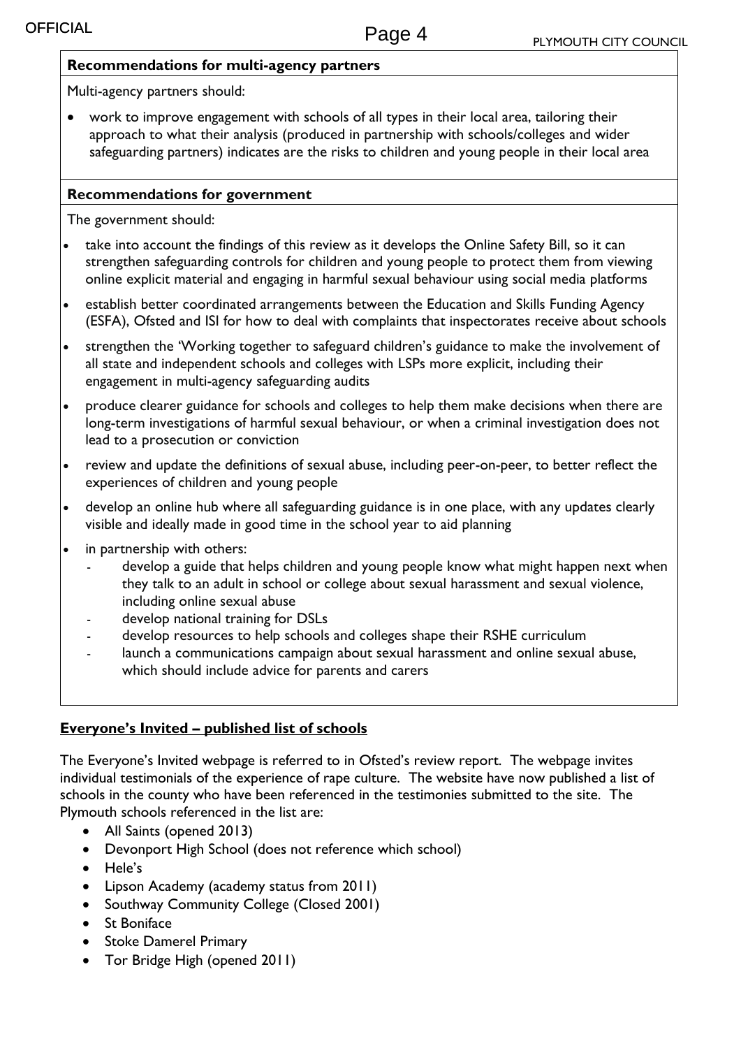**Recommendations for multi-agency partners**

Multi-agency partners should:

- work to improve engagement with schools of all types in their local area, tailoring their approach to what their analysis (produced in partnership with schools/colleges and wider safeguarding partners) indicates are the risks to children and young people in their local area

**Recommendations for government**

The government should:

- take into account the findings of this review as it develops the Online Safety Bill, so it can strengthen safeguarding controls for children and young people to protect them from viewing online explicit material and engaging in harmful sexual behaviour using social media platforms
- establish better coordinated arrangements between the Education and Skills Funding Agency (ESFA), Ofsted and ISI for how to deal with complaints that inspectorates receive about schools
- strengthen the 'Working together to safeguard children's guidance to make the involvement of all state and independent schools and colleges with LSPs more explicit, including their engagement in multi-agency safeguarding audits
- produce clearer guidance for schools and colleges to help them make decisions when there are long-term investigations of harmful sexual behaviour, or when a criminal investigation does not lead to a prosecution or conviction
- review and update the definitions of sexual abuse, including peer-on-peer, to better reflect the experiences of children and young people
- develop an online hub where all safeguarding guidance is in one place, with any updates clearly visible and ideally made in good time in the school year to aid planning
- in partnership with others:
  - develop a guide that helps children and young people know what might happen next when they talk to an adult in school or college about sexual harassment and sexual violence, including online sexual abuse
  - develop national training for DSLs
  - develop resources to help schools and colleges shape their RSHE curriculum
  - launch a communications campaign about sexual harassment and online sexual abuse, which should include advice for parents and carers

**Everyone's Invited – published list of schools**

The Everyone's Invited webpage is referred to in Ofsted's review report. The webpage invites individual testimonials of the experience of rape culture. The website have now published a list of schools in the county who have been referenced in the testimonies submitted to the site. The Plymouth schools referenced in the list are:

- All Saints (opened 2013)
- Devonport High School (does not reference which school)
- Hele's
- Lipson Academy (academy status from 2011)
- Southway Community College (Closed 2001)
- St Boniface
- Stoke Damerel Primary
- Tor Bridge High (opened 2011)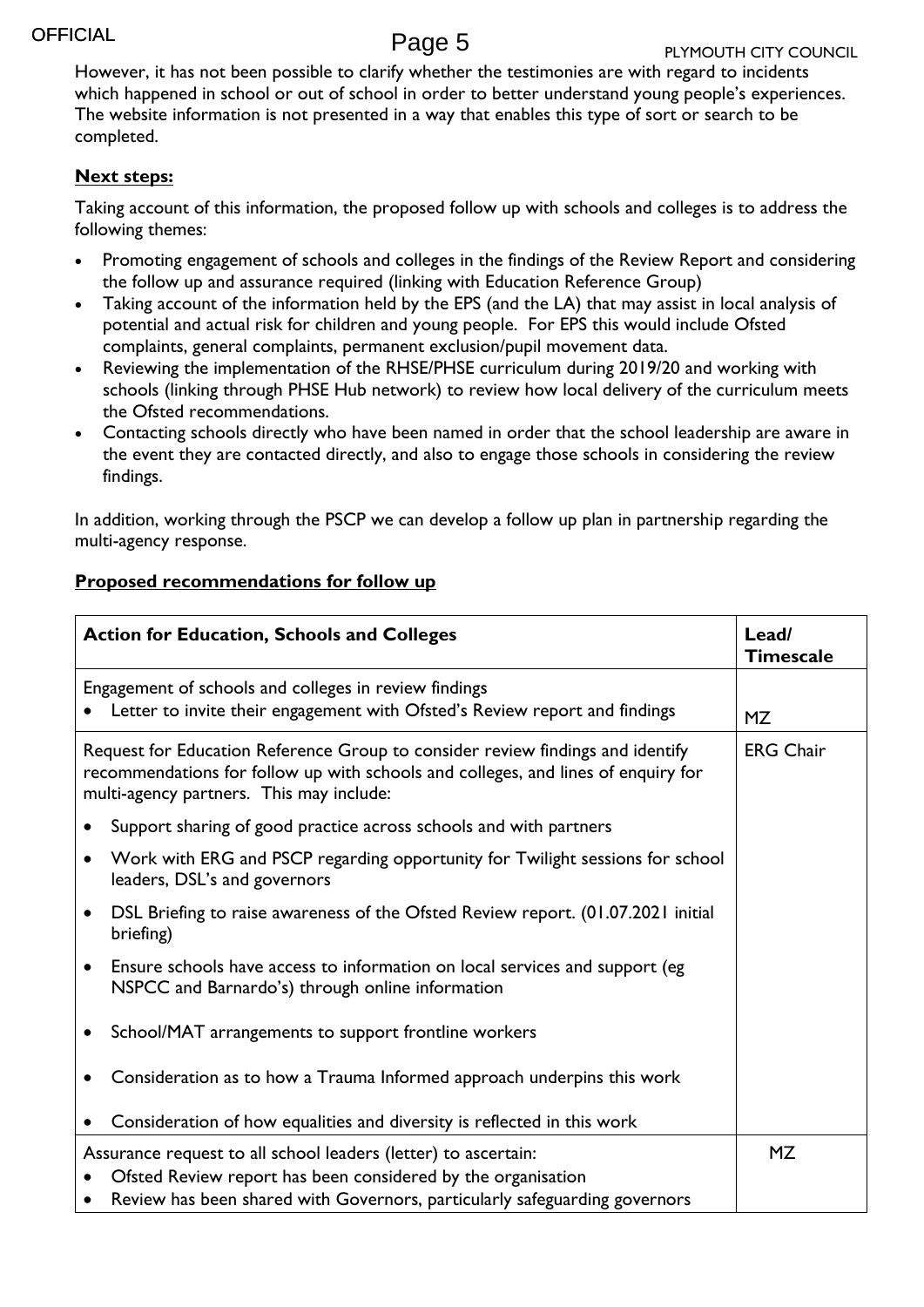However, it has not been possible to clarify whether the testimonies are with regard to incidents which happened in school or out of school in order to better understand young people's experiences. The website information is not presented in a way that enables this type of sort or search to be completed.

**Next steps:**

Taking account of this information, the proposed follow up with schools and colleges is to address the following themes:

- Promoting engagement of schools and colleges in the findings of the Review Report and considering the follow up and assurance required (linking with Education Reference Group)
- Taking account of the information held by the EPS (and the LA) that may assist in local analysis of potential and actual risk for children and young people. For EPS this would include Ofsted complaints, general complaints, permanent exclusion/pupil movement data.
- Reviewing the implementation of the RHSE/PHSE curriculum during 2019/20 and working with schools (linking through PHSE Hub network) to review how local delivery of the curriculum meets the Ofsted recommendations.
- Contacting schools directly who have been named in order that the school leadership are aware in the event they are contacted directly, and also to engage those schools in considering the review findings.

In addition, working through the PSCP we can develop a follow up plan in partnership regarding the multi-agency response.

**Proposed recommendations for follow up**

| **Action for Education, Schools and Colleges** | **Lead/ Timescale** |
|---|---|
| Engagement of schools and colleges in review findings<br>• Letter to invite their engagement with Ofsted's Review report and findings | MZ |
| Request for Education Reference Group to consider review findings and identify recommendations for follow up with schools and colleges, and lines of enquiry for multi-agency partners. This may include:<br>• Support sharing of good practice across schools and with partners<br>• Work with ERG and PSCP regarding opportunity for Twilight sessions for school leaders, DSL's and governors<br>• DSL Briefing to raise awareness of the Ofsted Review report. (01.07.2021 initial briefing)<br>• Ensure schools have access to information on local services and support (eg NSPCC and Barnardo's) through online information<br>• School/MAT arrangements to support frontline workers<br>• Consideration as to how a Trauma Informed approach underpins this work<br>• Consideration of how equalities and diversity is reflected in this work | ERG Chair |
| Assurance request to all school leaders (letter) to ascertain:<br>• Ofsted Review report has been considered by the organisation<br>• Review has been shared with Governors, particularly safeguarding governors | MZ |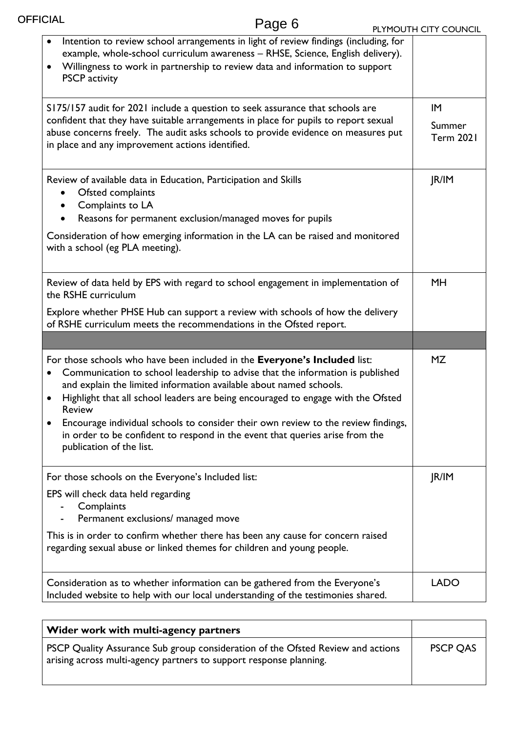| | |
|---|---|
| • Intention to review school arrangements in light of review findings (including, for example, whole-school curriculum awareness – RHSE, Science, English delivery).<br>• Willingness to work in partnership to review data and information to support PSCP activity | |
| S175/157 audit for 2021 include a question to seek assurance that schools are confident that they have suitable arrangements in place for pupils to report sexual abuse concerns freely. The audit asks schools to provide evidence on measures put in place and any improvement actions identified. | IM<br><br>Summer Term 2021 |
| Review of available data in Education, Participation and Skills<br>• Ofsted complaints<br>• Complaints to LA<br>• Reasons for permanent exclusion/managed moves for pupils<br><br>Consideration of how emerging information in the LA can be raised and monitored with a school (eg PLA meeting). | JR/IM |
| Review of data held by EPS with regard to school engagement in implementation of the RSHE curriculum<br><br>Explore whether PHSE Hub can support a review with schools of how the delivery of RSHE curriculum meets the recommendations in the Ofsted report. | MH |
| | |
| For those schools who have been included in the **Everyone's Included** list:<br>• Communication to school leadership to advise that the information is published and explain the limited information available about named schools.<br>• Highlight that all school leaders are being encouraged to engage with the Ofsted Review<br>• Encourage individual schools to consider their own review to the review findings, in order to be confident to respond in the event that queries arise from the publication of the list. | MZ |
| For those schools on the Everyone's Included list:<br><br>EPS will check data held regarding<br>- Complaints<br>- Permanent exclusions/ managed move<br><br>This is in order to confirm whether there has been any cause for concern raised regarding sexual abuse or linked themes for children and young people. | JR/IM |
| Consideration as to whether information can be gathered from the Everyone's Included website to help with our local understanding of the testimonies shared. | LADO |

| **Wider work with multi-agency partners** | |
|---|---|
| PSCP Quality Assurance Sub group consideration of the Ofsted Review and actions arising across multi-agency partners to support response planning. | PSCP QAS |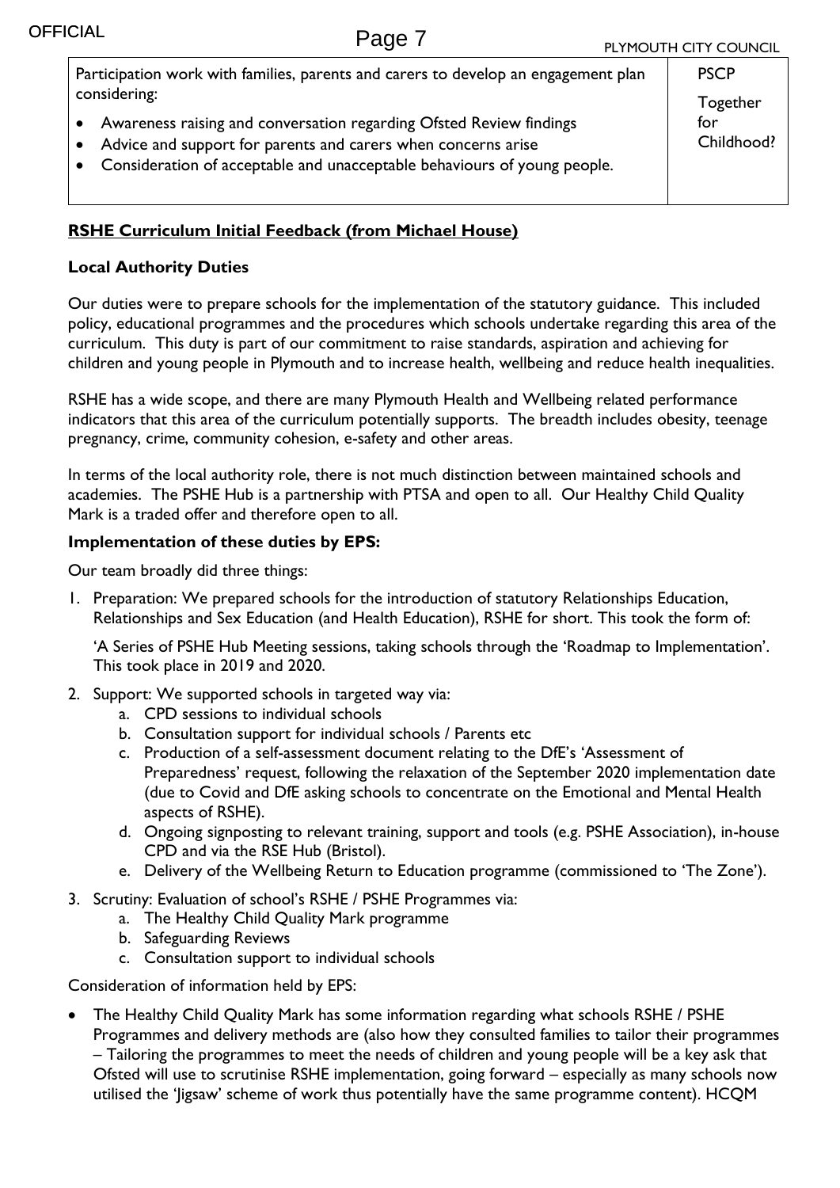| Participation work with families, parents and carers to develop an engagement plan considering:<br>• Awareness raising and conversation regarding Ofsted Review findings<br>• Advice and support for parents and carers when concerns arise<br>• Consideration of acceptable and unacceptable behaviours of young people. | PSCP<br>Together for Childhood? |
|---|---|

## RSHE Curriculum Initial Feedback (from Michael House)

### Local Authority Duties

Our duties were to prepare schools for the implementation of the statutory guidance. This included policy, educational programmes and the procedures which schools undertake regarding this area of the curriculum. This duty is part of our commitment to raise standards, aspiration and achieving for children and young people in Plymouth and to increase health, wellbeing and reduce health inequalities.

RSHE has a wide scope, and there are many Plymouth Health and Wellbeing related performance indicators that this area of the curriculum potentially supports. The breadth includes obesity, teenage pregnancy, crime, community cohesion, e-safety and other areas.

In terms of the local authority role, there is not much distinction between maintained schools and academies. The PSHE Hub is a partnership with PTSA and open to all. Our Healthy Child Quality Mark is a traded offer and therefore open to all.

### Implementation of these duties by EPS:

Our team broadly did three things:

1. Preparation: We prepared schools for the introduction of statutory Relationships Education, Relationships and Sex Education (and Health Education), RSHE for short. This took the form of:

   'A Series of PSHE Hub Meeting sessions, taking schools through the 'Roadmap to Implementation'. This took place in 2019 and 2020.

2. Support: We supported schools in targeted way via:
   a. CPD sessions to individual schools
   b. Consultation support for individual schools / Parents etc
   c. Production of a self-assessment document relating to the DfE's 'Assessment of Preparedness' request, following the relaxation of the September 2020 implementation date (due to Covid and DfE asking schools to concentrate on the Emotional and Mental Health aspects of RSHE).
   d. Ongoing signposting to relevant training, support and tools (e.g. PSHE Association), in-house CPD and via the RSE Hub (Bristol).
   e. Delivery of the Wellbeing Return to Education programme (commissioned to 'The Zone').
3. Scrutiny: Evaluation of school's RSHE / PSHE Programmes via:
   a. The Healthy Child Quality Mark programme
   b. Safeguarding Reviews
   c. Consultation support to individual schools

Consideration of information held by EPS:

- The Healthy Child Quality Mark has some information regarding what schools RSHE / PSHE Programmes and delivery methods are (also how they consulted families to tailor their programmes – Tailoring the programmes to meet the needs of children and young people will be a key ask that Ofsted will use to scrutinise RSHE implementation, going forward – especially as many schools now utilised the 'Jigsaw' scheme of work thus potentially have the same programme content). HCQM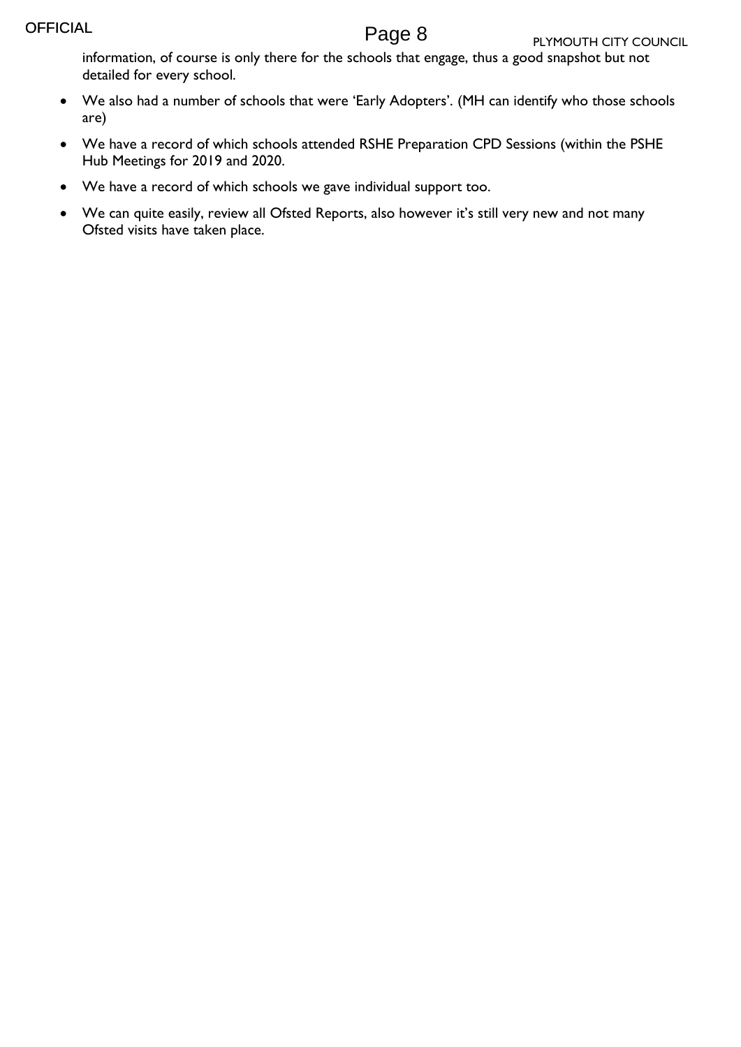information, of course is only there for the schools that engage, thus a good snapshot but not detailed for every school.

- We also had a number of schools that were 'Early Adopters'. (MH can identify who those schools are)
- We have a record of which schools attended RSHE Preparation CPD Sessions (within the PSHE Hub Meetings for 2019 and 2020.
- We have a record of which schools we gave individual support too.
- We can quite easily, review all Ofsted Reports, also however it's still very new and not many Ofsted visits have taken place.